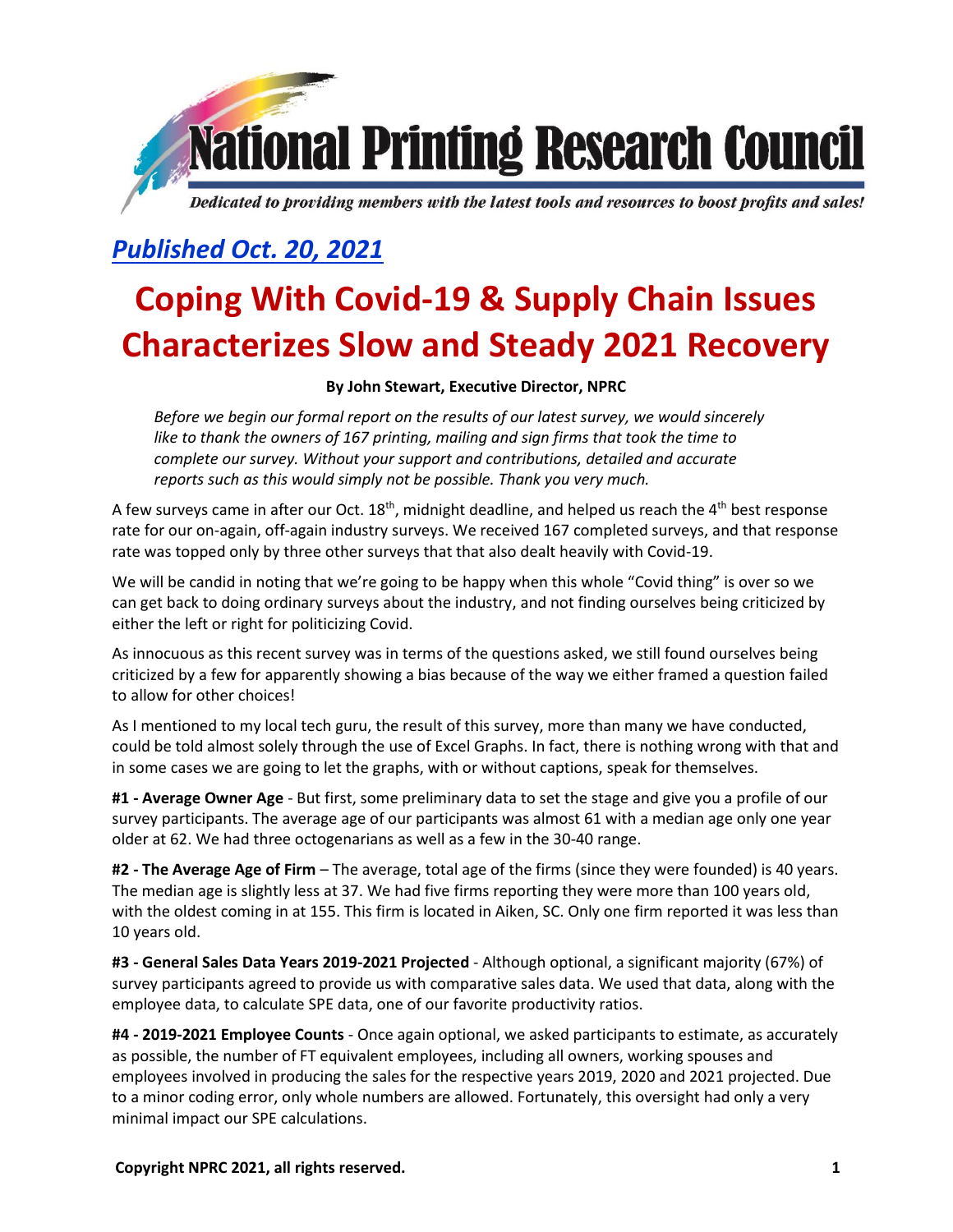# National Printing Research Council

*Dedicated to providing members with the latest tools and resources to boost profits and sales!*

*Published Oct. 20, 2021*

# Coping With Covid-19 & Supply Chain Issues Characterizes Slow and Steady 2021 Recovery

**By John Stewart, Executive Director, NPRC**

*Before we begin our formal report on the results of our latest survey, we would sincerely like to thank the owners of 167 printing, mailing and sign firms that took the time to complete our survey. Without your support and contributions, detailed and accurate reports such as this would simply not be possible. Thank you very much.*

A few surveys came in after our Oct. 18th, midnight deadline, and helped us reach the 4th best response rate for our on-again, off-again industry surveys. We received 167 completed surveys, and that response rate was topped only by three other surveys that that also dealt heavily with Covid-19.

We will be candid in noting that we're going to be happy when this whole "Covid thing" is over so we can get back to doing ordinary surveys about the industry, and not finding ourselves being criticized by either the left or right for politicizing Covid.

As innocuous as this recent survey was in terms of the questions asked, we still found ourselves being criticized by a few for apparently showing a bias because of the way we either framed a question failed to allow for other choices!

As I mentioned to my local tech guru, the result of this survey, more than many we have conducted, could be told almost solely through the use of Excel Graphs. In fact, there is nothing wrong with that and in some cases we are going to let the graphs, with or without captions, speak for themselves.

**#1 - Average Owner Age** - But first, some preliminary data to set the stage and give you a profile of our survey participants. The average age of our participants was almost 61 with a median age only one year older at 62. We had three octogenarians as well as a few in the 30-40 range.

**#2 - The Average Age of Firm** – The average, total age of the firms (since they were founded) is 40 years. The median age is slightly less at 37. We had five firms reporting they were more than 100 years old, with the oldest coming in at 155. This firm is located in Aiken, SC. Only one firm reported it was less than 10 years old.

**#3 - General Sales Data Years 2019-2021 Projected** - Although optional, a significant majority (67%) of survey participants agreed to provide us with comparative sales data. We used that data, along with the employee data, to calculate SPE data, one of our favorite productivity ratios.

**#4 - 2019-2021 Employee Counts** - Once again optional, we asked participants to estimate, as accurately as possible, the number of FT equivalent employees, including all owners, working spouses and employees involved in producing the sales for the respective years 2019, 2020 and 2021 projected. Due to a minor coding error, only whole numbers are allowed. Fortunately, this oversight had only a very minimal impact our SPE calculations.

**Copyright NPRC 2021, all rights reserved.**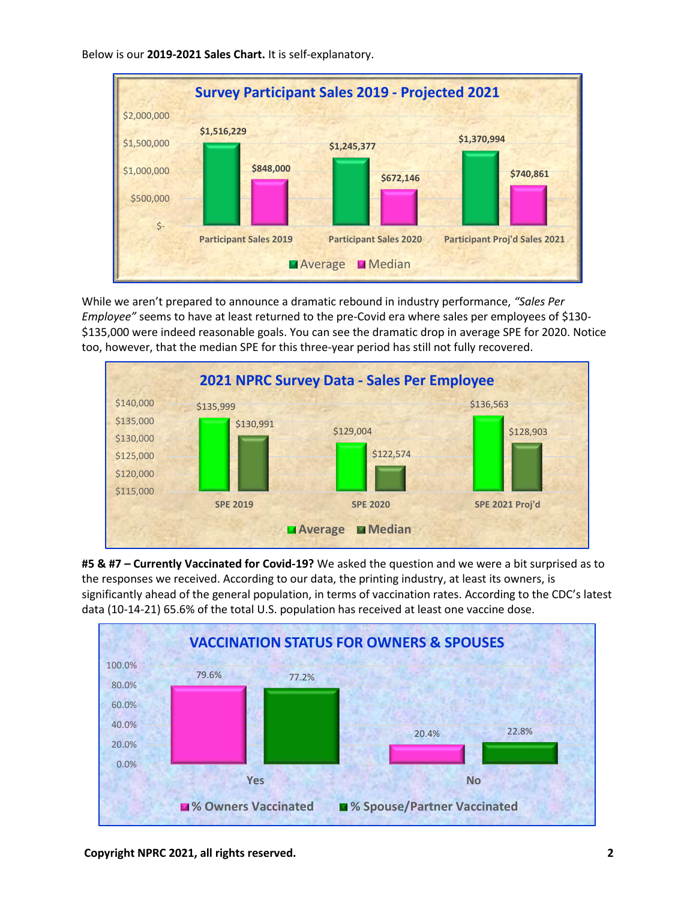Below is our **2019-2021 Sales Chart.** It is self-explanatory.

**Survey Participant Sales 2019 - Projected 2021**

| | Participant Sales 2019 | Participant Sales 2020 | Participant Proj'd Sales 2021 |
|---|---|---|---|
| Average | $1,516,229 | $1,245,377 | $1,370,994 |
| Median | $848,000 | $672,146 | $740,861 |

While we aren't prepared to announce a dramatic rebound in industry performance, *"Sales Per Employee"* seems to have at least returned to the pre-Covid era where sales per employees of $130-$135,000 were indeed reasonable goals. You can see the dramatic drop in average SPE for 2020. Notice too, however, that the median SPE for this three-year period has still not fully recovered.

**2021 NPRC Survey Data - Sales Per Employee**

| | SPE 2019 | SPE 2020 | SPE 2021 Proj'd |
|---|---|---|---|
| Average | $135,999 | $129,004 | $136,563 |
| Median | $130,991 | $122,574 | $128,903 |

**#5 & #7 – Currently Vaccinated for Covid-19?** We asked the question and we were a bit surprised as to the responses we received. According to our data, the printing industry, at least its owners, is significantly ahead of the general population, in terms of vaccination rates. According to the CDC's latest data (10-14-21) 65.6% of the total U.S. population has received at least one vaccine dose.

**VACCINATION STATUS FOR OWNERS & SPOUSES**

| | Yes | No |
|---|---|---|
| % Owners Vaccinated | 79.6% | 20.4% |
| % Spouse/Partner Vaccinated | 77.2% | 22.8% |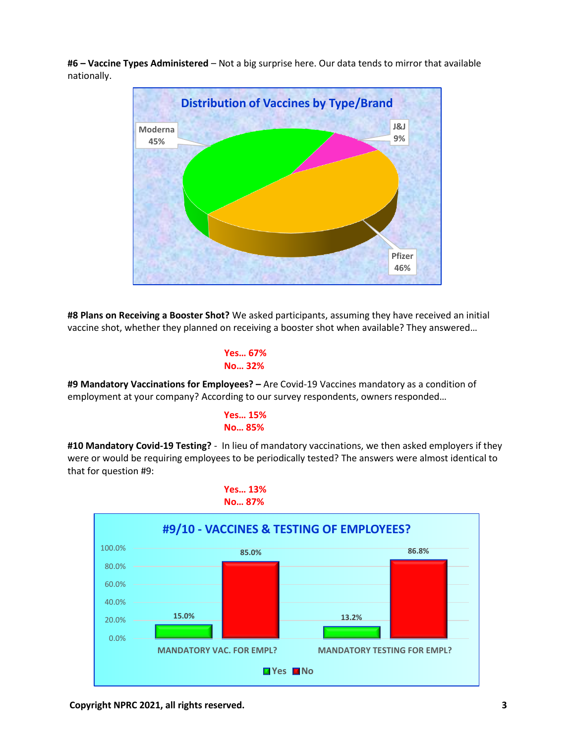**#6 – Vaccine Types Administered** – Not a big surprise here. Our data tends to mirror that available nationally.

**Distribution of Vaccines by Type/Brand**

| Brand | Share |
| --- | --- |
| Moderna | 45% |
| J&J | 9% |
| Pfizer | 46% |

**#8 Plans on Receiving a Booster Shot?** We asked participants, assuming they have received an initial vaccine shot, whether they planned on receiving a booster shot when available? They answered…

**Yes… 67%**
**No… 32%**

**#9 Mandatory Vaccinations for Employees? –** Are Covid-19 Vaccines mandatory as a condition of employment at your company? According to our survey respondents, owners responded…

**Yes… 15%**
**No… 85%**

**#10 Mandatory Covid-19 Testing?** - In lieu of mandatory vaccinations, we then asked employers if they were or would be requiring employees to be periodically tested? The answers were almost identical to that for question #9:

**Yes… 13%**
**No… 87%**

**#9/10 - VACCINES & TESTING OF EMPLOYEES?**

| | Yes | No |
| --- | --- | --- |
| MANDATORY VAC. FOR EMPL? | 15.0% | 85.0% |
| MANDATORY TESTING FOR EMPL? | 13.2% | 86.8% |

**Copyright NPRC 2021, all rights reserved.**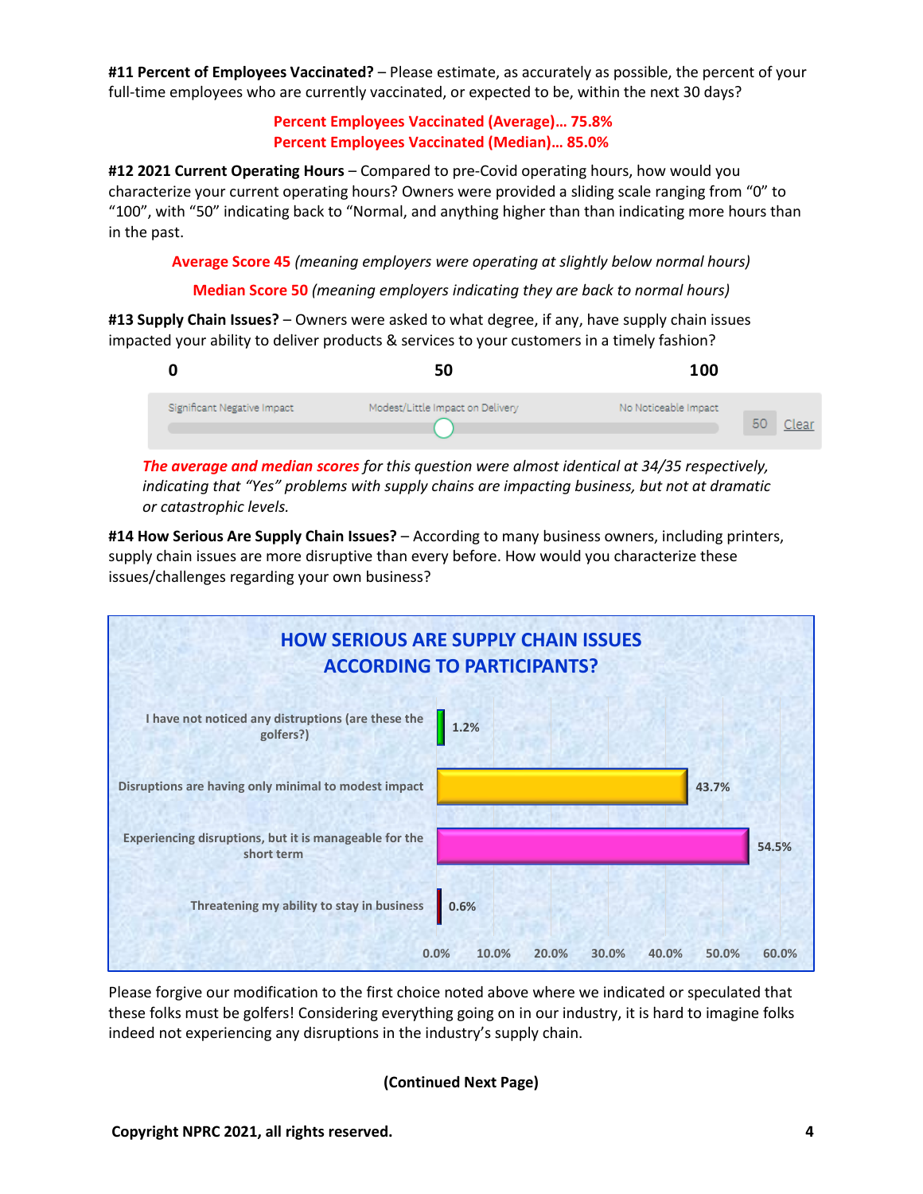**#11 Percent of Employees Vaccinated?** – Please estimate, as accurately as possible, the percent of your full-time employees who are currently vaccinated, or expected to be, within the next 30 days?

**Percent Employees Vaccinated (Average)… 75.8%**
**Percent Employees Vaccinated (Median)… 85.0%**

**#12 2021 Current Operating Hours** – Compared to pre-Covid operating hours, how would you characterize your current operating hours? Owners were provided a sliding scale ranging from "0" to "100", with "50" indicating back to "Normal, and anything higher than than indicating more hours than in the past.

**Average Score 45** *(meaning employers were operating at slightly below normal hours)*

**Median Score 50** *(meaning employers indicating they are back to normal hours)*

**#13 Supply Chain Issues?** – Owners were asked to what degree, if any, have supply chain issues impacted your ability to deliver products & services to your customers in a timely fashion?

| 0 | 50 | 100 | |
|---|---|---|---|
| Significant Negative Impact | Modest/Little Impact on Delivery | No Noticeable Impact | 50 Clear |

***The average and median scores** for this question were almost identical at 34/35 respectively, indicating that "Yes" problems with supply chains are impacting business, but not at dramatic or catastrophic levels.*

**#14 How Serious Are Supply Chain Issues?** – According to many business owners, including printers, supply chain issues are more disruptive than every before. How would you characterize these issues/challenges regarding your own business?

**HOW SERIOUS ARE SUPPLY CHAIN ISSUES ACCORDING TO PARTICIPANTS?**

| Response | Percent |
|---|---|
| I have not noticed any distruptions (are these the golfers?) | 1.2% |
| Disruptions are having only minimal to modest impact | 43.7% |
| Experiencing disruptions, but it is manageable for the short term | 54.5% |
| Threatening my ability to stay in business | 0.6% |

Please forgive our modification to the first choice noted above where we indicated or speculated that these folks must be golfers! Considering everything going on in our industry, it is hard to imagine folks indeed not experiencing any disruptions in the industry's supply chain.

**(Continued Next Page)**

**Copyright NPRC 2021, all rights reserved.**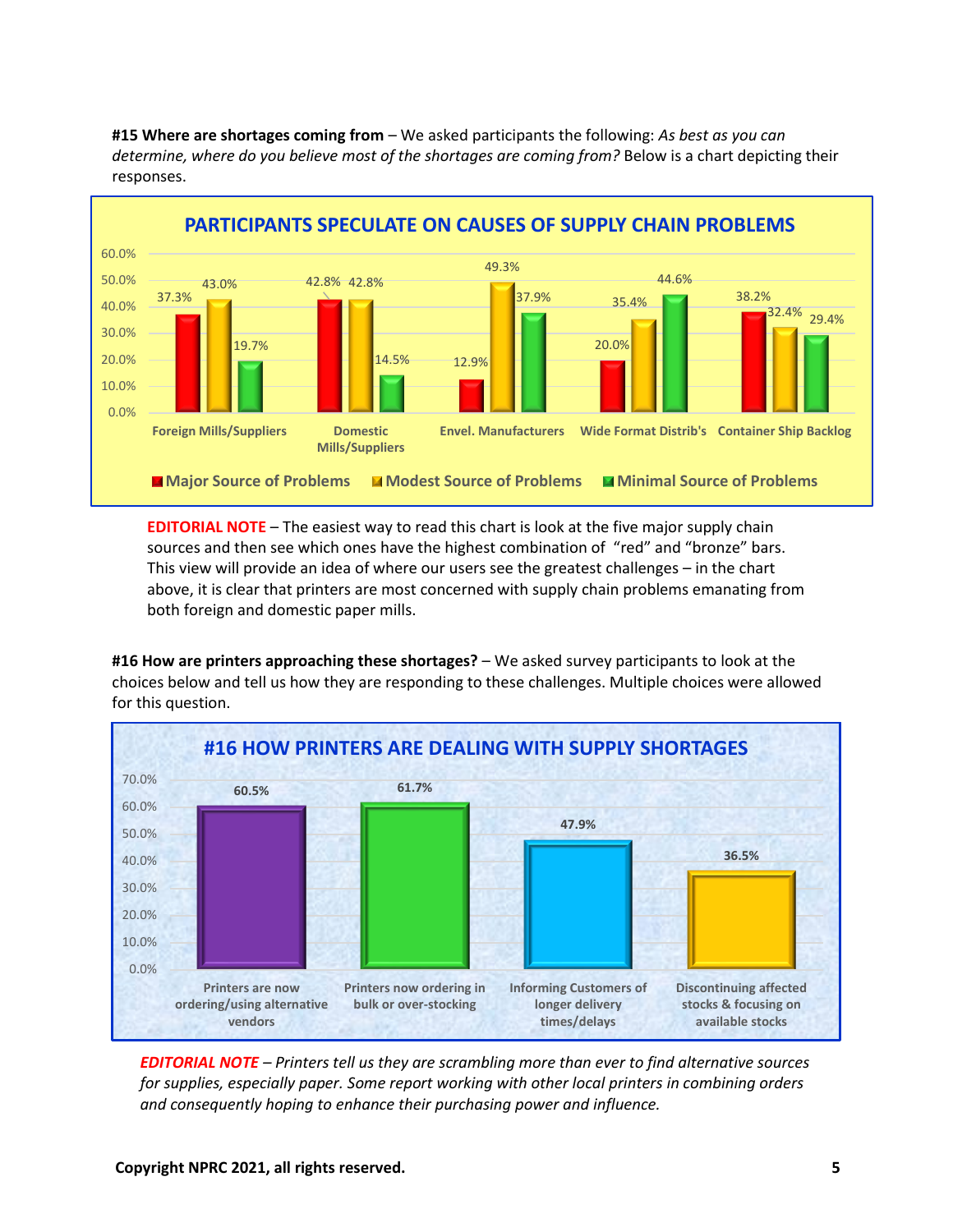**#15 Where are shortages coming from** – We asked participants the following: *As best as you can determine, where do you believe most of the shortages are coming from?* Below is a chart depicting their responses.

**PARTICIPANTS SPECULATE ON CAUSES OF SUPPLY CHAIN PROBLEMS**

| | Major Source of Problems | Modest Source of Problems | Minimal Source of Problems |
|---|---|---|---|
| Foreign Mills/Suppliers | 37.3% | 43.0% | 19.7% |
| Domestic Mills/Suppliers | 42.8% | 42.8% | 14.5% |
| Envel. Manufacturers | 12.9% | 49.3% | 37.9% |
| Wide Format Distrib's | 20.0% | 35.4% | 44.6% |
| Container Ship Backlog | 38.2% | 32.4% | 29.4% |

**EDITORIAL NOTE** – The easiest way to read this chart is look at the five major supply chain sources and then see which ones have the highest combination of "red" and "bronze" bars. This view will provide an idea of where our users see the greatest challenges – in the chart above, it is clear that printers are most concerned with supply chain problems emanating from both foreign and domestic paper mills.

**#16 How are printers approaching these shortages?** – We asked survey participants to look at the choices below and tell us how they are responding to these challenges. Multiple choices were allowed for this question.

**#16 HOW PRINTERS ARE DEALING WITH SUPPLY SHORTAGES**

| Response | Percentage |
|---|---|
| Printers are now ordering/using alternative vendors | 60.5% |
| Printers now ordering in bulk or over-stocking | 61.7% |
| Informing Customers of longer delivery times/delays | 47.9% |
| Discontinuing affected stocks & focusing on available stocks | 36.5% |

***EDITORIAL NOTE*** *– Printers tell us they are scrambling more than ever to find alternative sources for supplies, especially paper. Some report working with other local printers in combining orders and consequently hoping to enhance their purchasing power and influence.*

**Copyright NPRC 2021, all rights reserved.**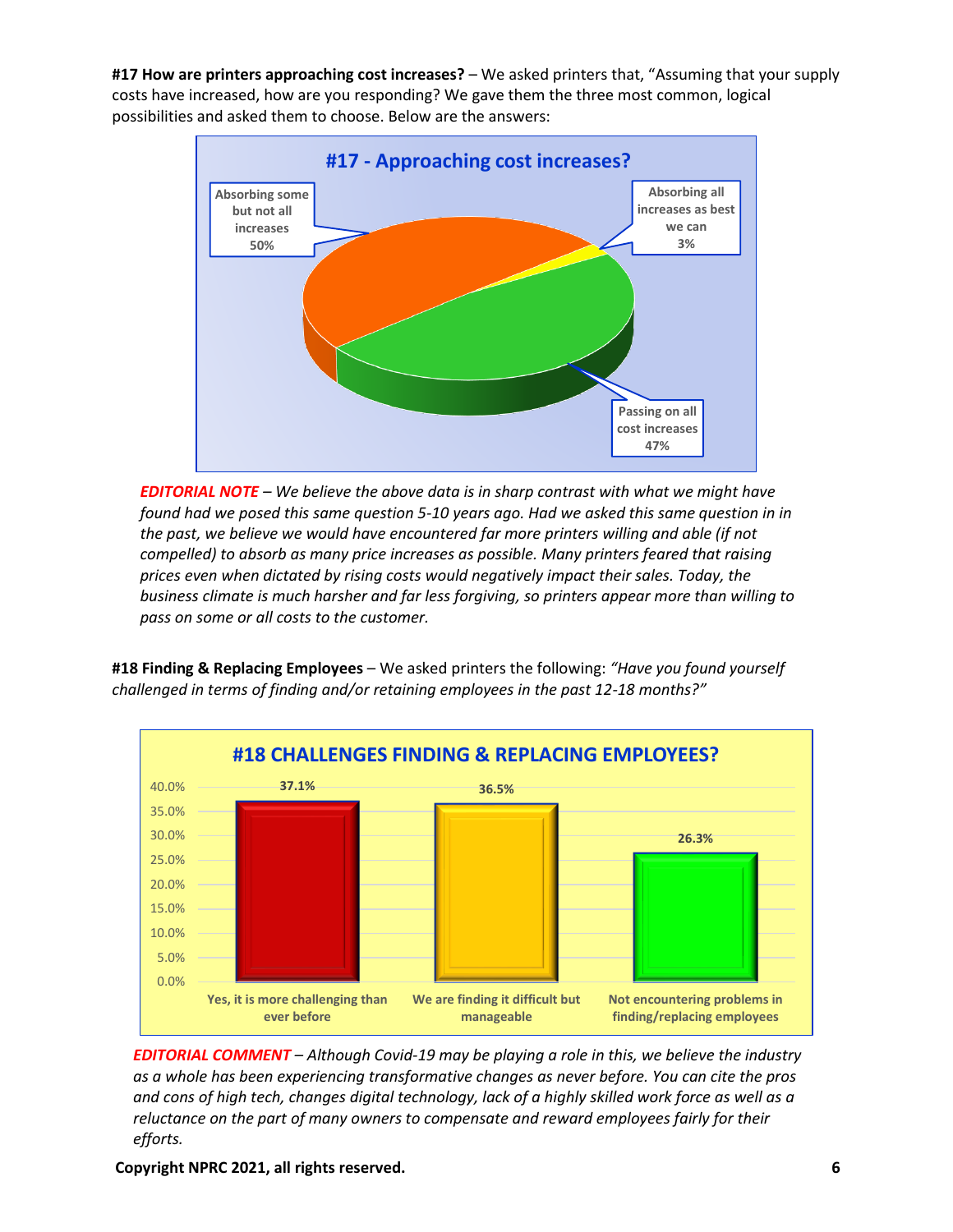**#17 How are printers approaching cost increases?** – We asked printers that, "Assuming that your supply costs have increased, how are you responding? We gave them the three most common, logical possibilities and asked them to choose. Below are the answers:

**#17 - Approaching cost increases?**

| Response | Percentage |
|---|---|
| Absorbing some but not all increases | 50% |
| Absorbing all increases as best we can | 3% |
| Passing on all cost increases | 47% |

***EDITORIAL NOTE*** *– We believe the above data is in sharp contrast with what we might have found had we posed this same question 5-10 years ago. Had we asked this same question in in the past, we believe we would have encountered far more printers willing and able (if not compelled) to absorb as many price increases as possible. Many printers feared that raising prices even when dictated by rising costs would negatively impact their sales. Today, the business climate is much harsher and far less forgiving, so printers appear more than willing to pass on some or all costs to the customer.*

**#18 Finding & Replacing Employees** – We asked printers the following: *"Have you found yourself challenged in terms of finding and/or retaining employees in the past 12-18 months?"*

**#18 CHALLENGES FINDING & REPLACING EMPLOYEES?**

| Response | Percentage |
|---|---|
| Yes, it is more challenging than ever before | 37.1% |
| We are finding it difficult but manageable | 36.5% |
| Not encountering problems in finding/replacing employees | 26.3% |

***EDITORIAL COMMENT*** *– Although Covid-19 may be playing a role in this, we believe the industry as a whole has been experiencing transformative changes as never before. You can cite the pros and cons of high tech, changes digital technology, lack of a highly skilled work force as well as a reluctance on the part of many owners to compensate and reward employees fairly for their efforts.*

**Copyright NPRC 2021, all rights reserved.**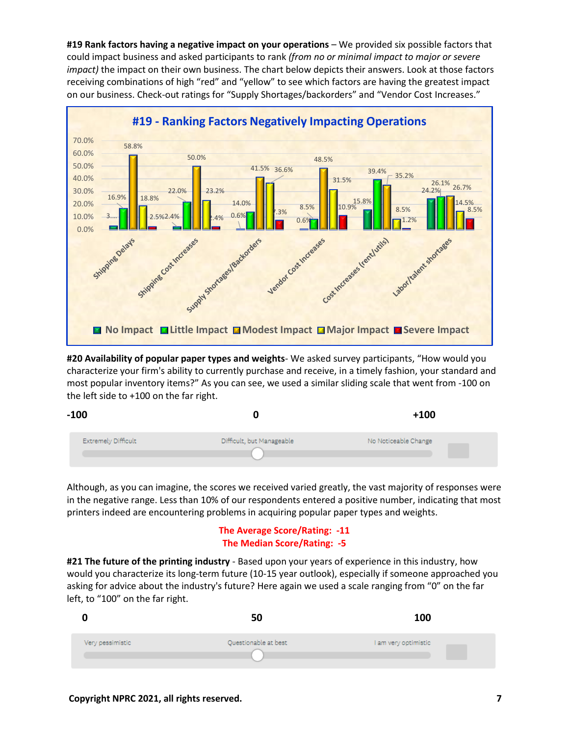**#19 Rank factors having a negative impact on your operations** – We provided six possible factors that could impact business and asked participants to rank *(from no or minimal impact to major or severe impact)* the impact on their own business. The chart below depicts their answers. Look at those factors receiving combinations of high "red" and "yellow" to see which factors are having the greatest impact on our business. Check-out ratings for "Supply Shortages/backorders" and "Vendor Cost Increases."

**#19 - Ranking Factors Negatively Impacting Operations**

| Factor | No Impact | Little Impact | Modest Impact | Major Impact | Severe Impact |
|---|---|---|---|---|---|
| Shipping Delays | 3.... | 16.9% | 58.8% | 18.8% | 2.5% |
| Shipping Cost Increases | 2.4% | 22.0% | 50.0% | 23.2% | 2.4% |
| Supply Shortages/Backorders | 0.6% | 14.0% | 41.5% | 36.6% | 7.3% |
| Vendor Cost Increases | 0.6% | 8.5% | 48.5% | 31.5% | 10.9% |
| Cost Increases (rent/utils) | 15.8% | 39.4% | 35.2% | 8.5% | 1.2% |
| Labor/talent shortages | 24.2% | 26.1% | 26.7% | 14.5% | 8.5% |

**#20 Availability of popular paper types and weights**- We asked survey participants, "How would you characterize your firm's ability to currently purchase and receive, in a timely fashion, your standard and most popular inventory items?" As you can see, we used a similar sliding scale that went from -100 on the left side to +100 on the far right.

| -100 | 0 | +100 |
|---|---|---|
| Extremely Difficult | Difficult, but Manageable | No Noticeable Change |

Although, as you can imagine, the scores we received varied greatly, the vast majority of responses were in the negative range. Less than 10% of our respondents entered a positive number, indicating that most printers indeed are encountering problems in acquiring popular paper types and weights.

**The Average Score/Rating: -11**
**The Median Score/Rating: -5**

**#21 The future of the printing industry** - Based upon your years of experience in this industry, how would you characterize its long-term future (10-15 year outlook), especially if someone approached you asking for advice about the industry's future? Here again we used a scale ranging from "0" on the far left, to "100" on the far right.

| 0 | 50 | 100 |
|---|---|---|
| Very pessimistic | Questionable at best | I am very optimistic |

**Copyright NPRC 2021, all rights reserved.**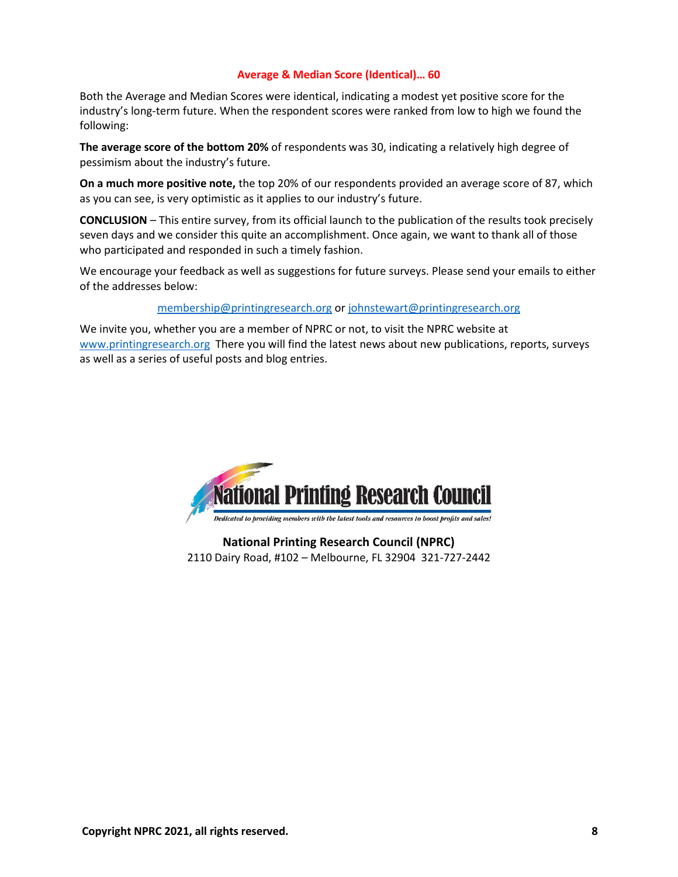**Average & Median Score (Identical)… 60**

Both the Average and Median Scores were identical, indicating a modest yet positive score for the industry's long-term future. When the respondent scores were ranked from low to high we found the following:

**The average score of the bottom 20%** of respondents was 30, indicating a relatively high degree of pessimism about the industry's future.

**On a much more positive note,** the top 20% of our respondents provided an average score of 87, which as you can see, is very optimistic as it applies to our industry's future.

**CONCLUSION** – This entire survey, from its official launch to the publication of the results took precisely seven days and we consider this quite an accomplishment. Once again, we want to thank all of those who participated and responded in such a timely fashion.

We encourage your feedback as well as suggestions for future surveys. Please send your emails to either of the addresses below:

membership@printingresearch.org or johnstewart@printingresearch.org

We invite you, whether you are a member of NPRC or not, to visit the NPRC website at www.printingresearch.org There you will find the latest news about new publications, reports, surveys as well as a series of useful posts and blog entries.

National Printing Research Council

*Dedicated to providing members with the latest tools and resources to boost profits and sales!*

**National Printing Research Council (NPRC)**
2110 Dairy Road, #102 – Melbourne, FL 32904 321-727-2442

**Copyright NPRC 2021, all rights reserved.**